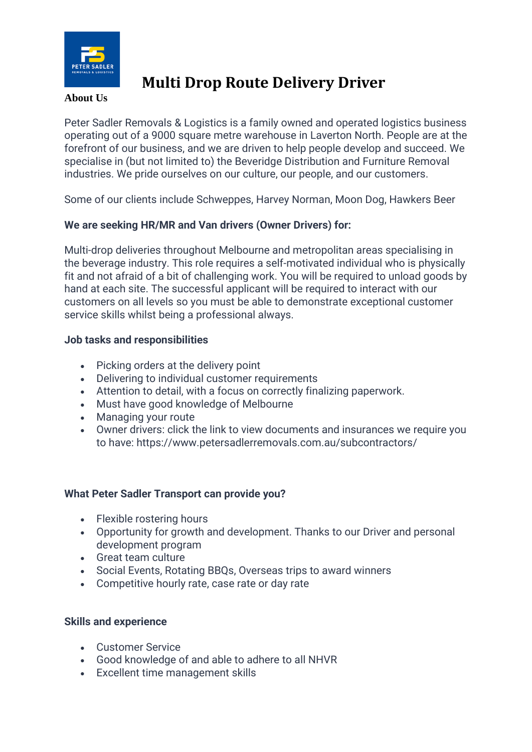# Multi Drop Route Delivery Driver

**About Us**

Peter Sadler Removals & Logistics is a family owned and operated logistics business operating out of a 9000 square metre warehouse in Laverton North. People are at the forefront of our business, and we are driven to help people develop and succeed. We specialise in (but not limited to) the Beveridge Distribution and Furniture Removal industries. We pride ourselves on our culture, our people, and our customers.

Some of our clients include Schweppes, Harvey Norman, Moon Dog, Hawkers Beer

**We are seeking HR/MR and Van drivers (Owner Drivers) for:**

Multi-drop deliveries throughout Melbourne and metropolitan areas specialising in the beverage industry. This role requires a self-motivated individual who is physically fit and not afraid of a bit of challenging work. You will be required to unload goods by hand at each site. The successful applicant will be required to interact with our customers on all levels so you must be able to demonstrate exceptional customer service skills whilst being a professional always.

**Job tasks and responsibilities**

- Picking orders at the delivery point
- Delivering to individual customer requirements
- Attention to detail, with a focus on correctly finalizing paperwork.
- Must have good knowledge of Melbourne
- Managing your route
- Owner drivers: click the link to view documents and insurances we require you to have: https://www.petersadlerremovals.com.au/subcontractors/

**What Peter Sadler Transport can provide you?**

- Flexible rostering hours
- Opportunity for growth and development. Thanks to our Driver and personal development program
- Great team culture
- Social Events, Rotating BBQs, Overseas trips to award winners
- Competitive hourly rate, case rate or day rate

**Skills and experience**

- Customer Service
- Good knowledge of and able to adhere to all NHVR
- Excellent time management skills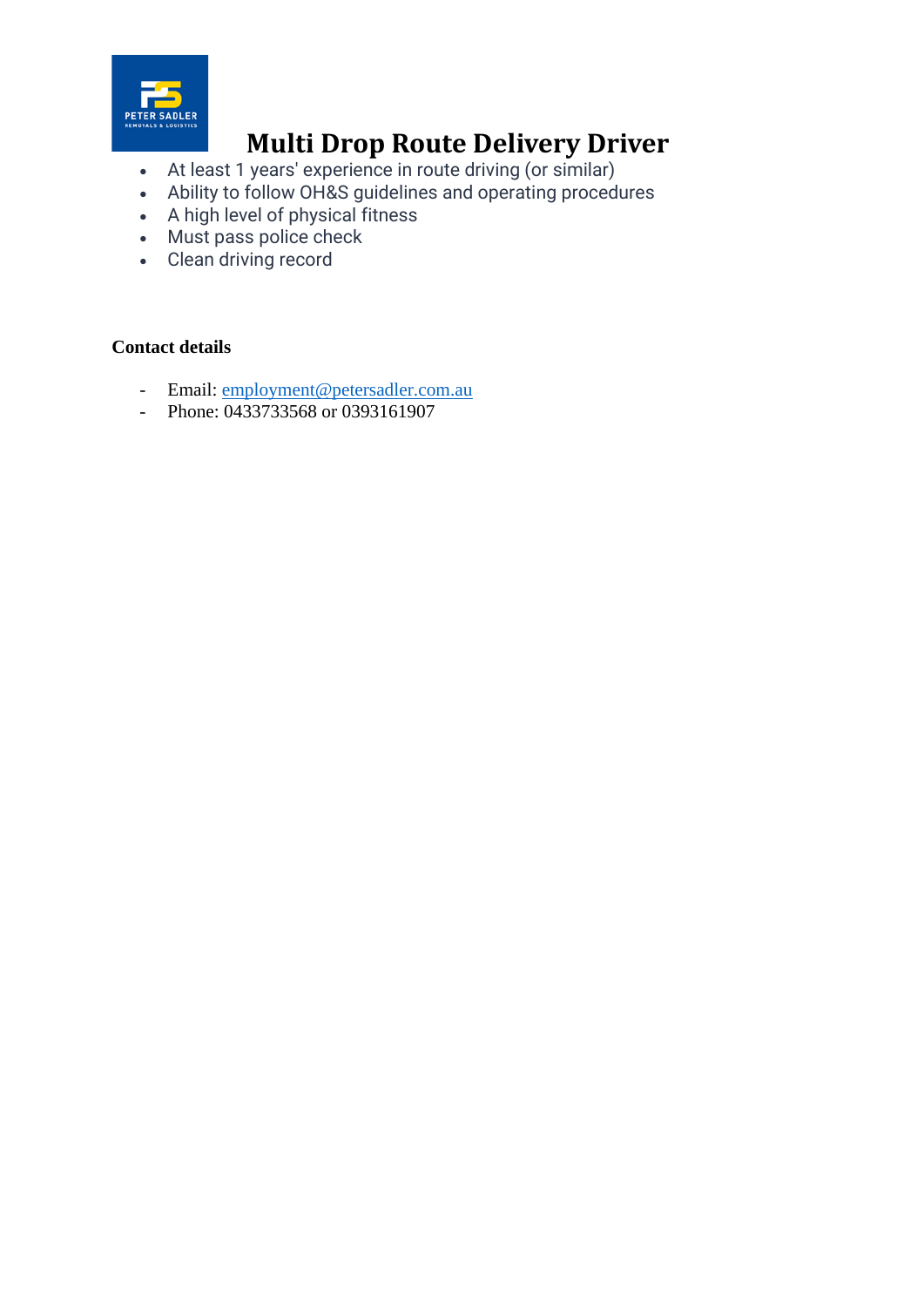# Multi Drop Route Delivery Driver

- At least 1 years' experience in route driving (or similar)
- Ability to follow OH&S guidelines and operating procedures
- A high level of physical fitness
- Must pass police check
- Clean driving record

**Contact details**

- Email: employment@petersadler.com.au
- Phone: 0433733568 or 0393161907